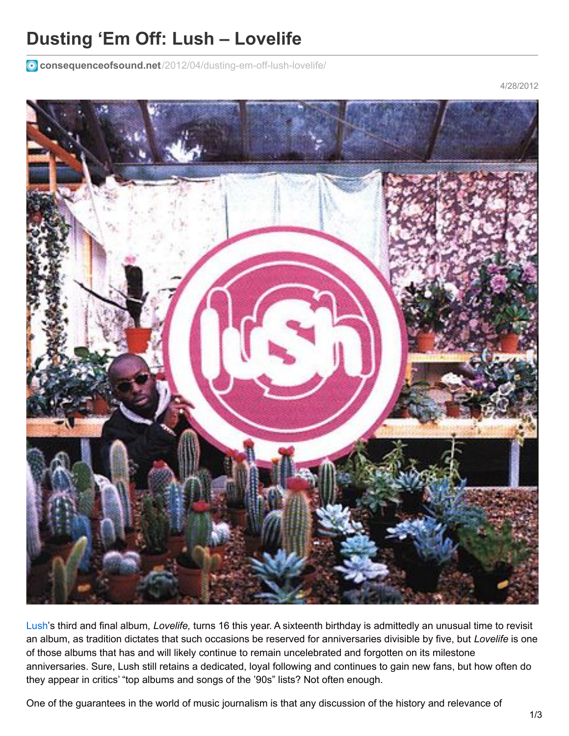# Dusting 'Em Off: Lush – Lovelife

consequenceofsound.net/2012/04/dusting-em-off-lush-lovelife/

4/28/2012

Lush's third and final album, *Lovelife,* turns 16 this year. A sixteenth birthday is admittedly an unusual time to revisit an album, as tradition dictates that such occasions be reserved for anniversaries divisible by five, but *Lovelife* is one of those albums that has and will likely continue to remain uncelebrated and forgotten on its milestone anniversaries. Sure, Lush still retains a dedicated, loyal following and continues to gain new fans, but how often do they appear in critics' "top albums and songs of the '90s" lists? Not often enough.

One of the guarantees in the world of music journalism is that any discussion of the history and relevance of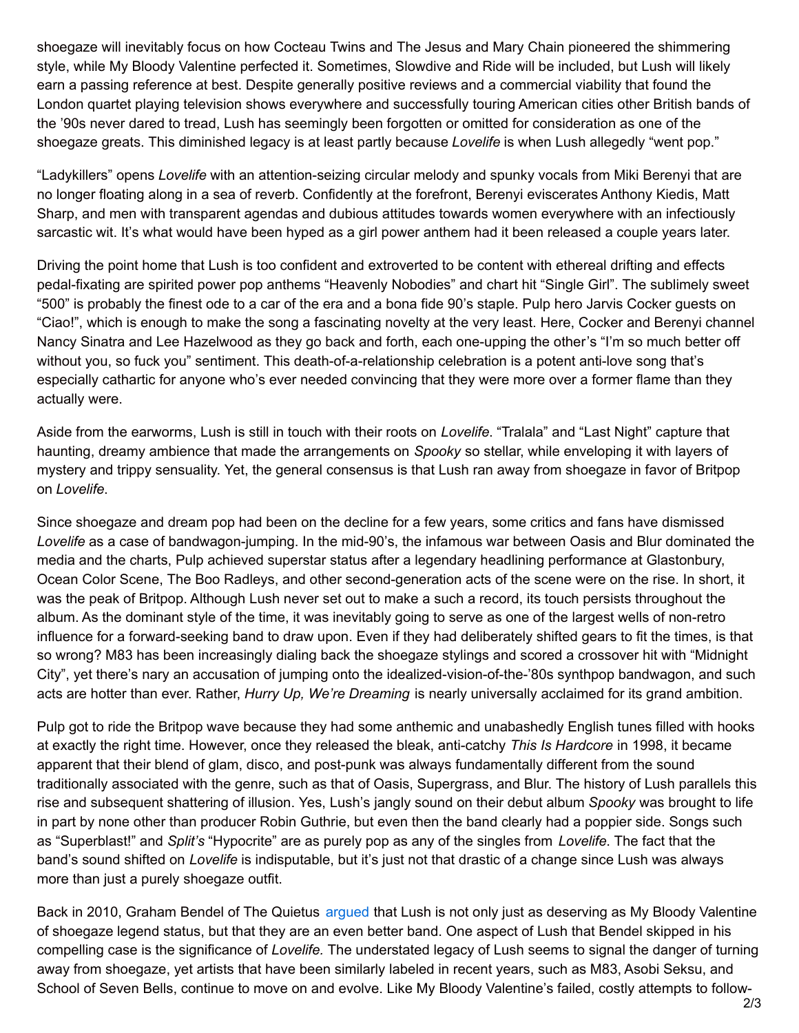shoegaze will inevitably focus on how Cocteau Twins and The Jesus and Mary Chain pioneered the shimmering style, while My Bloody Valentine perfected it. Sometimes, Slowdive and Ride will be included, but Lush will likely earn a passing reference at best. Despite generally positive reviews and a commercial viability that found the London quartet playing television shows everywhere and successfully touring American cities other British bands of the '90s never dared to tread, Lush has seemingly been forgotten or omitted for consideration as one of the shoegaze greats. This diminished legacy is at least partly because *Lovelife* is when Lush allegedly "went pop."

"Ladykillers" opens *Lovelife* with an attention-seizing circular melody and spunky vocals from Miki Berenyi that are no longer floating along in a sea of reverb. Confidently at the forefront, Berenyi eviscerates Anthony Kiedis, Matt Sharp, and men with transparent agendas and dubious attitudes towards women everywhere with an infectiously sarcastic wit. It's what would have been hyped as a girl power anthem had it been released a couple years later.

Driving the point home that Lush is too confident and extroverted to be content with ethereal drifting and effects pedal-fixating are spirited power pop anthems "Heavenly Nobodies" and chart hit "Single Girl". The sublimely sweet "500" is probably the finest ode to a car of the era and a bona fide 90's staple. Pulp hero Jarvis Cocker guests on "Ciao!", which is enough to make the song a fascinating novelty at the very least. Here, Cocker and Berenyi channel Nancy Sinatra and Lee Hazelwood as they go back and forth, each one-upping the other's "I'm so much better off without you, so fuck you" sentiment. This death-of-a-relationship celebration is a potent anti-love song that's especially cathartic for anyone who's ever needed convincing that they were more over a former flame than they actually were.

Aside from the earworms, Lush is still in touch with their roots on *Lovelife*. "Tralala" and "Last Night" capture that haunting, dreamy ambience that made the arrangements on *Spooky* so stellar, while enveloping it with layers of mystery and trippy sensuality. Yet, the general consensus is that Lush ran away from shoegaze in favor of Britpop on *Lovelife*.

Since shoegaze and dream pop had been on the decline for a few years, some critics and fans have dismissed *Lovelife* as a case of bandwagon-jumping. In the mid-90's, the infamous war between Oasis and Blur dominated the media and the charts, Pulp achieved superstar status after a legendary headlining performance at Glastonbury, Ocean Color Scene, The Boo Radleys, and other second-generation acts of the scene were on the rise. In short, it was the peak of Britpop. Although Lush never set out to make a such a record, its touch persists throughout the album. As the dominant style of the time, it was inevitably going to serve as one of the largest wells of non-retro influence for a forward-seeking band to draw upon. Even if they had deliberately shifted gears to fit the times, is that so wrong? M83 has been increasingly dialing back the shoegaze stylings and scored a crossover hit with "Midnight City", yet there's nary an accusation of jumping onto the idealized-vision-of-the-'80s synthpop bandwagon, and such acts are hotter than ever. Rather, *Hurry Up, We're Dreaming* is nearly universally acclaimed for its grand ambition.

Pulp got to ride the Britpop wave because they had some anthemic and unabashedly English tunes filled with hooks at exactly the right time. However, once they released the bleak, anti-catchy *This Is Hardcore* in 1998, it became apparent that their blend of glam, disco, and post-punk was always fundamentally different from the sound traditionally associated with the genre, such as that of Oasis, Supergrass, and Blur. The history of Lush parallels this rise and subsequent shattering of illusion. Yes, Lush's jangly sound on their debut album *Spooky* was brought to life in part by none other than producer Robin Guthrie, but even then the band clearly had a poppier side. Songs such as "Superblast!" and *Split's* "Hypocrite" are as purely pop as any of the singles from *Lovelife*. The fact that the band's sound shifted on *Lovelife* is indisputable, but it's just not that drastic of a change since Lush was always more than just a purely shoegaze outfit.

Back in 2010, Graham Bendel of The Quietus argued that Lush is not only just as deserving as My Bloody Valentine of shoegaze legend status, but that they are an even better band. One aspect of Lush that Bendel skipped in his compelling case is the significance of *Lovelife.* The understated legacy of Lush seems to signal the danger of turning away from shoegaze, yet artists that have been similarly labeled in recent years, such as M83, Asobi Seksu, and School of Seven Bells, continue to move on and evolve. Like My Bloody Valentine's failed, costly attempts to follow-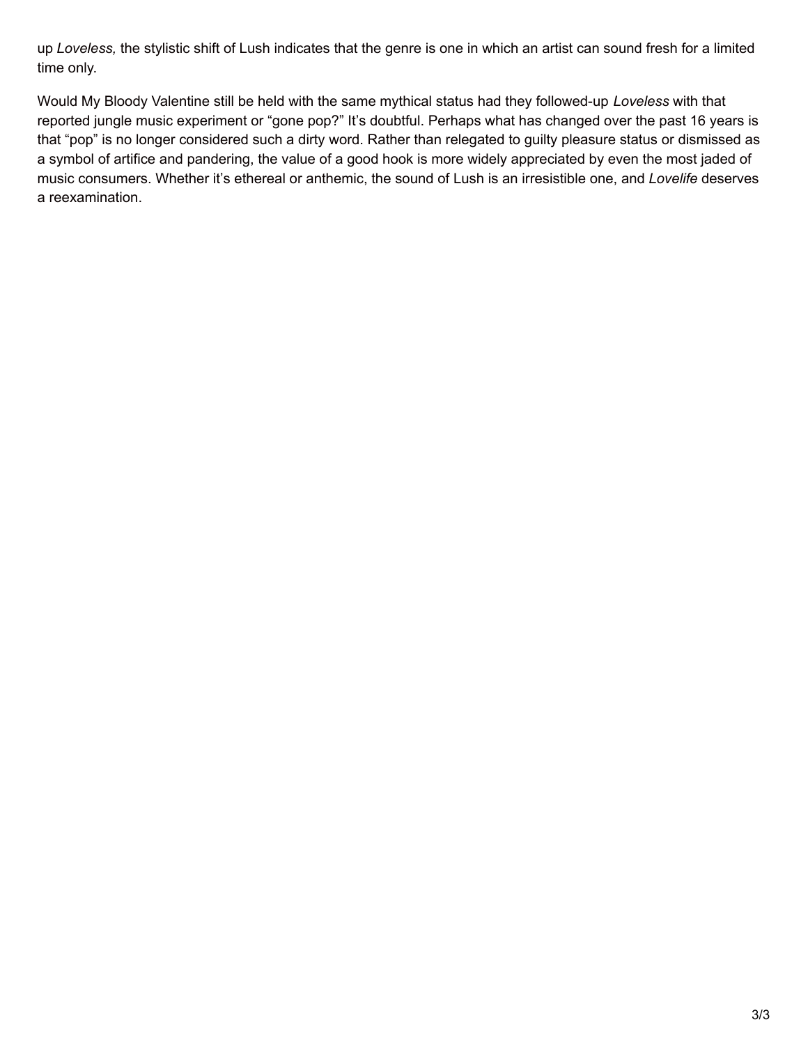up *Loveless,* the stylistic shift of Lush indicates that the genre is one in which an artist can sound fresh for a limited time only.

Would My Bloody Valentine still be held with the same mythical status had they followed-up *Loveless* with that reported jungle music experiment or "gone pop?" It's doubtful. Perhaps what has changed over the past 16 years is that "pop" is no longer considered such a dirty word. Rather than relegated to guilty pleasure status or dismissed as a symbol of artifice and pandering, the value of a good hook is more widely appreciated by even the most jaded of music consumers. Whether it's ethereal or anthemic, the sound of Lush is an irresistible one, and *Lovelife* deserves a reexamination.